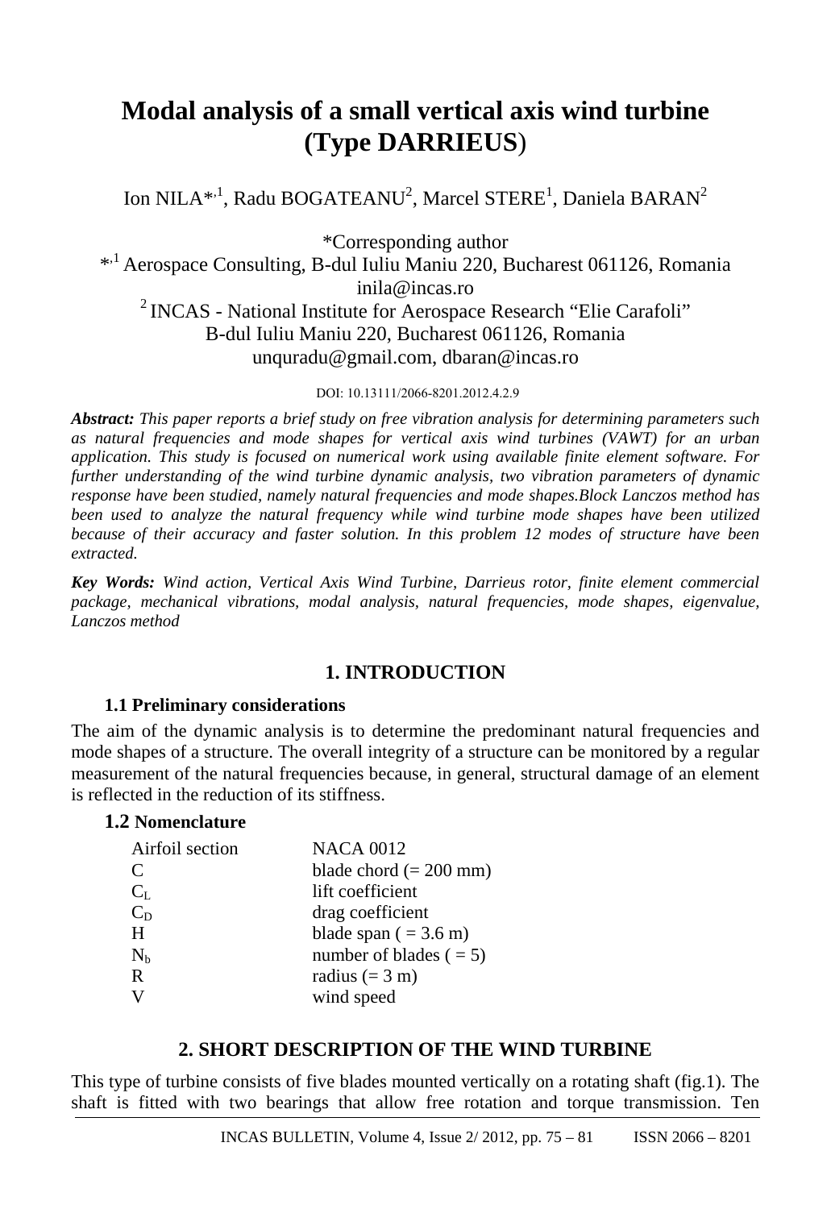# Modal analysis of a small vertical axis wind turbine (Type DARRIEUS)

Ion NILA*,[1], Radu BOGATEANU[2], Marcel STERE[1], Daniela BARAN[2]

*Corresponding author
*,[1] Aerospace Consulting, B-dul Iuliu Maniu 220, Bucharest 061126, Romania
inila@incas.ro
[2] INCAS - National Institute for Aerospace Research "Elie Carafoli"
B-dul Iuliu Maniu 220, Bucharest 061126, Romania
unquradu@gmail.com, dbaran@incas.ro

DOI: 10.13111/2066-8201.2012.4.2.9

***Abstract:*** *This paper reports a brief study on free vibration analysis for determining parameters such as natural frequencies and mode shapes for vertical axis wind turbines (VAWT) for an urban application. This study is focused on numerical work using available finite element software. For further understanding of the wind turbine dynamic analysis, two vibration parameters of dynamic response have been studied, namely natural frequencies and mode shapes.Block Lanczos method has been used to analyze the natural frequency while wind turbine mode shapes have been utilized because of their accuracy and faster solution. In this problem 12 modes of structure have been extracted.*

***Key Words:*** *Wind action, Vertical Axis Wind Turbine, Darrieus rotor, finite element commercial package, mechanical vibrations, modal analysis, natural frequencies, mode shapes, eigenvalue, Lanczos method*

## 1. INTRODUCTION

### 1.1 Preliminary considerations

The aim of the dynamic analysis is to determine the predominant natural frequencies and mode shapes of a structure. The overall integrity of a structure can be monitored by a regular measurement of the natural frequencies because, in general, structural damage of an element is reflected in the reduction of its stiffness.

### 1.2 Nomenclature

| | |
|---|---|
| Airfoil section | NACA 0012 |
| $C$ | blade chord (= 200 mm) |
| $C_L$ | lift coefficient |
| $C_D$ | drag coefficient |
| $H$ | blade span ( = 3.6 m) |
| $N_b$ | number of blades ( = 5) |
| $R$ | radius (= 3 m) |
| $V$ | wind speed |

## 2. SHORT DESCRIPTION OF THE WIND TURBINE

This type of turbine consists of five blades mounted vertically on a rotating shaft (fig.1). The shaft is fitted with two bearings that allow free rotation and torque transmission. Ten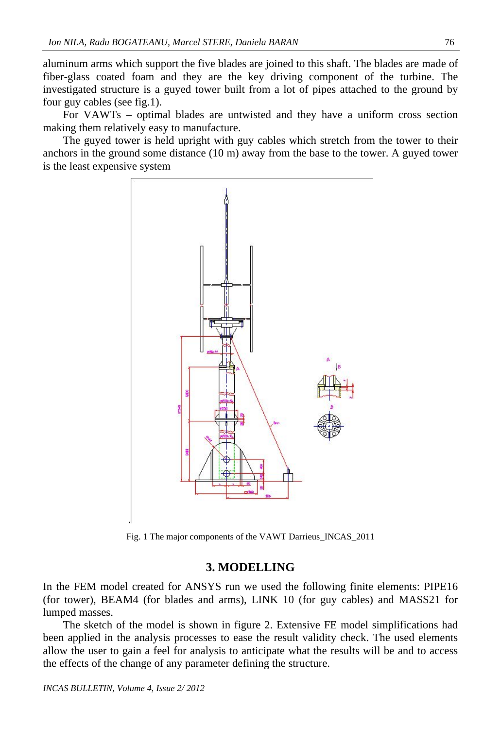aluminum arms which support the five blades are joined to this shaft. The blades are made of fiber-glass coated foam and they are the key driving component of the turbine. The investigated structure is a guyed tower built from a lot of pipes attached to the ground by four guy cables (see fig.1).

For VAWTs – optimal blades are untwisted and they have a uniform cross section making them relatively easy to manufacture.

The guyed tower is held upright with guy cables which stretch from the tower to their anchors in the ground some distance (10 m) away from the base to the tower. A guyed tower is the least expensive system

Fig. 1 The major components of the VAWT Darrieus_INCAS_2011

## 3. MODELLING

In the FEM model created for ANSYS run we used the following finite elements: PIPE16 (for tower), BEAM4 (for blades and arms), LINK 10 (for guy cables) and MASS21 for lumped masses.

The sketch of the model is shown in figure 2. Extensive FE model simplifications had been applied in the analysis processes to ease the result validity check. The used elements allow the user to gain a feel for analysis to anticipate what the results will be and to access the effects of the change of any parameter defining the structure.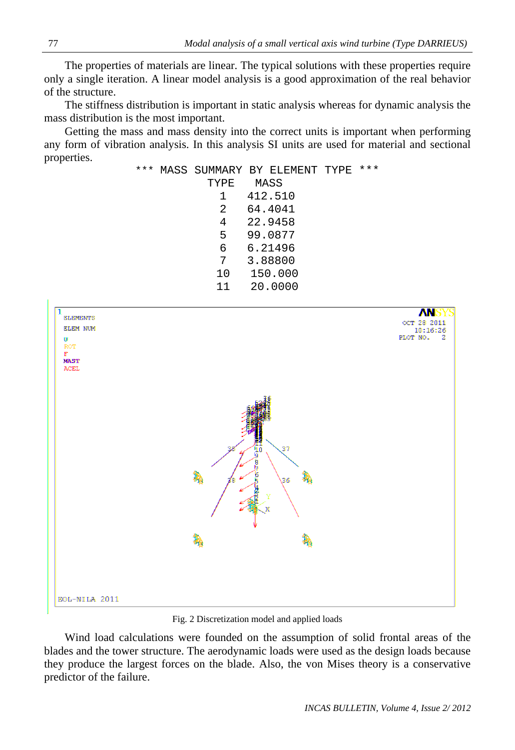The properties of materials are linear. The typical solutions with these properties require only a single iteration. A linear model analysis is a good approximation of the real behavior of the structure.

The stiffness distribution is important in static analysis whereas for dynamic analysis the mass distribution is the most important.

Getting the mass and mass density into the correct units is important when performing any form of vibration analysis. In this analysis SI units are used for material and sectional properties.

```
*** MASS SUMMARY BY ELEMENT TYPE ***
          TYPE    MASS
            1   412.510
            2   64.4041
            4   22.9458
            5   99.0877
            6   6.21496
            7   3.88800
           10    150.000
           11    20.0000
```

Fig. 2 Discretization model and applied loads

Wind load calculations were founded on the assumption of solid frontal areas of the blades and the tower structure. The aerodynamic loads were used as the design loads because they produce the largest forces on the blade. Also, the von Mises theory is a conservative predictor of the failure.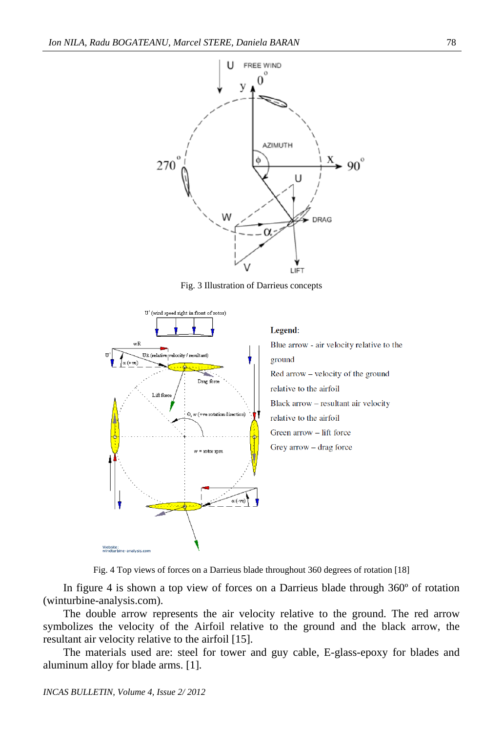Fig. 3 Illustration of Darrieus concepts

Fig. 4 Top views of forces on a Darrieus blade throughout 360 degrees of rotation [18]

In figure 4 is shown a top view of forces on a Darrieus blade through 360º of rotation (winturbine-analysis.com).

The double arrow represents the air velocity relative to the ground. The red arrow symbolizes the velocity of the Airfoil relative to the ground and the black arrow, the resultant air velocity relative to the airfoil [15].

The materials used are: steel for tower and guy cable, E-glass-epoxy for blades and aluminum alloy for blade arms. [1].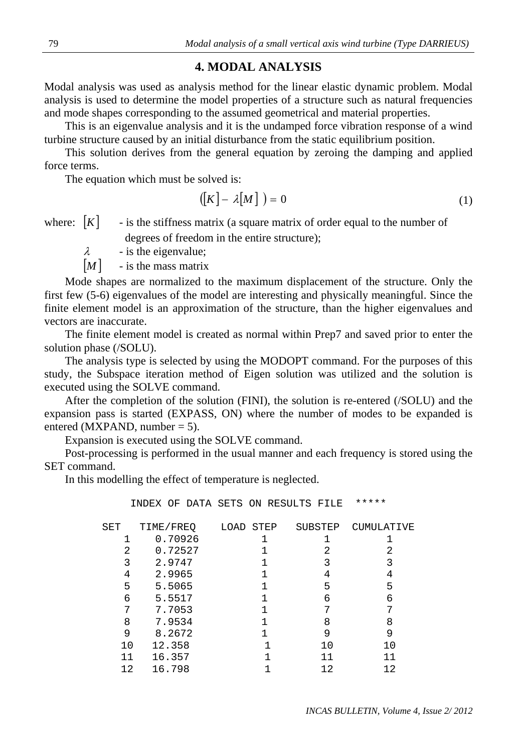## 4. MODAL ANALYSIS

Modal analysis was used as analysis method for the linear elastic dynamic problem. Modal analysis is used to determine the model properties of a structure such as natural frequencies and mode shapes corresponding to the assumed geometrical and material properties.

This is an eigenvalue analysis and it is the undamped force vibration response of a wind turbine structure caused by an initial disturbance from the static equilibrium position.

This solution derives from the general equation by zeroing the damping and applied force terms.

The equation which must be solved is:

$$([K] - \lambda[M]\ ) = 0 \tag{1}$$

where: $[K]$ - is the stiffness matrix (a square matrix of order equal to the number of degrees of freedom in the entire structure);

$\lambda$ - is the eigenvalue;

$[M]$ - is the mass matrix

Mode shapes are normalized to the maximum displacement of the structure. Only the first few (5-6) eigenvalues of the model are interesting and physically meaningful. Since the finite element model is an approximation of the structure, than the higher eigenvalues and vectors are inaccurate.

The finite element model is created as normal within Prep7 and saved prior to enter the solution phase (/SOLU).

The analysis type is selected by using the MODOPT command. For the purposes of this study, the Subspace iteration method of Eigen solution was utilized and the solution is executed using the SOLVE command.

After the completion of the solution (FINI), the solution is re-entered (/SOLU) and the expansion pass is started (EXPASS, ON) where the number of modes to be expanded is entered (MXPAND, number = 5).

Expansion is executed using the SOLVE command.

Post-processing is performed in the usual manner and each frequency is stored using the SET command.

In this modelling the effect of temperature is neglected.

```
         INDEX OF DATA SETS ON RESULTS FILE  *****

 SET   TIME/FREQ    LOAD STEP   SUBSTEP  CUMULATIVE
    1    0.70926        1          1          1
    2    0.72527        1          2          2
    3    2.9747         1          3          3
    4    2.9965         1          4          4
    5    5.5065         1          5          5
    6    5.5517         1          6          6
    7    7.7053         1          7          7
    8    7.9534         1          8          8
    9    8.2672         1          9          9
   10   12.358          1         10         10
   11   16.357          1         11         11
   12   16.798          1         12         12
```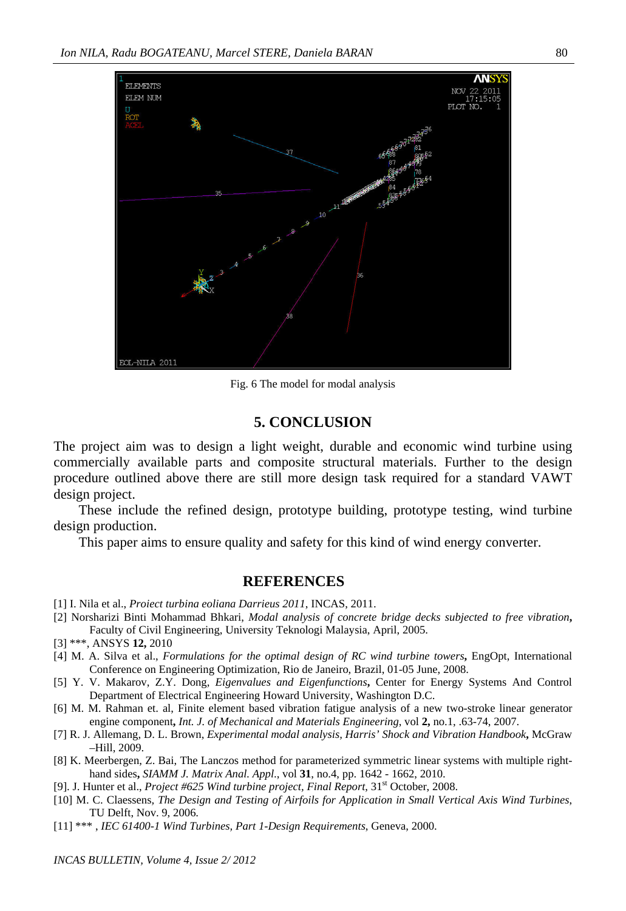Fig. 6 The model for modal analysis

## 5. CONCLUSION

The project aim was to design a light weight, durable and economic wind turbine using commercially available parts and composite structural materials. Further to the design procedure outlined above there are still more design task required for a standard VAWT design project.

These include the refined design, prototype building, prototype testing, wind turbine design production.

This paper aims to ensure quality and safety for this kind of wind energy converter.

## REFERENCES

[1] I. Nila et al., *Proiect turbina eoliana Darrieus 2011*, INCAS, 2011.

[2] Norsharizi Binti Mohammad Bhkari, *Modal analysis of concrete bridge decks subjected to free vibration*, Faculty of Civil Engineering, University Teknologi Malaysia, April, 2005.

[3] ***, ANSYS **12,** 2010

[4] M. A. Silva et al., *Formulations for the optimal design of RC wind turbine towers***,** EngOpt, International Conference on Engineering Optimization, Rio de Janeiro, Brazil, 01-05 June, 2008.

[5] Y. V. Makarov, Z.Y. Dong, *Eigenvalues and Eigenfunctions***,** Center for Energy Systems And Control Department of Electrical Engineering Howard University, Washington D.C.

[6] M. M. Rahman et. al, Finite element based vibration fatigue analysis of a new two-stroke linear generator engine component**,** *Int. J. of Mechanical and Materials Engineering*, vol **2,** no.1, .63-74, 2007.

[7] R. J. Allemang, D. L. Brown, *Experimental modal analysis, Harris' Shock and Vibration Handbook***,** McGraw –Hill, 2009.

[8] K. Meerbergen, Z. Bai, The Lanczos method for parameterized symmetric linear systems with multiple right-hand sides**,** *SIAMM J. Matrix Anal. Appl.*, vol **31**, no.4, pp. 1642 - 1662, 2010.

[9]. J. Hunter et al., *Project #625 Wind turbine project, Final Report*, 31st October, 2008.

[10] M. C. Claessens, *The Design and Testing of Airfoils for Application in Small Vertical Axis Wind Turbines*, TU Delft, Nov. 9, 2006.

[11] *** , *IEC 61400-1 Wind Turbines, Part 1-Design Requirements*, Geneva, 2000.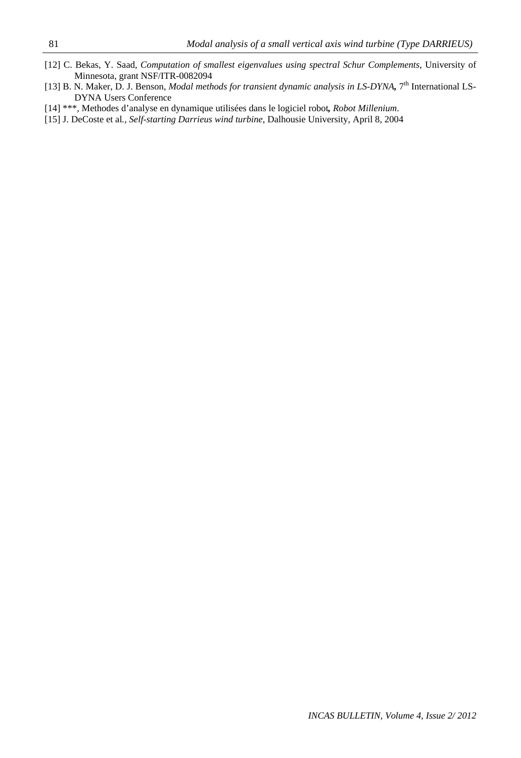[12] C. Bekas, Y. Saad, *Computation of smallest eigenvalues using spectral Schur Complements*, University of Minnesota, grant NSF/ITR-0082094

[13] B. N. Maker, D. J. Benson, *Modal methods for transient dynamic analysis in LS-DYNA*, 7th International LS-DYNA Users Conference

[14] ***, Methodes d'analyse en dynamique utilisées dans le logiciel robot, *Robot Millenium*.

[15] J. DeCoste et al., *Self-starting Darrieus wind turbine*, Dalhousie University, April 8, 2004